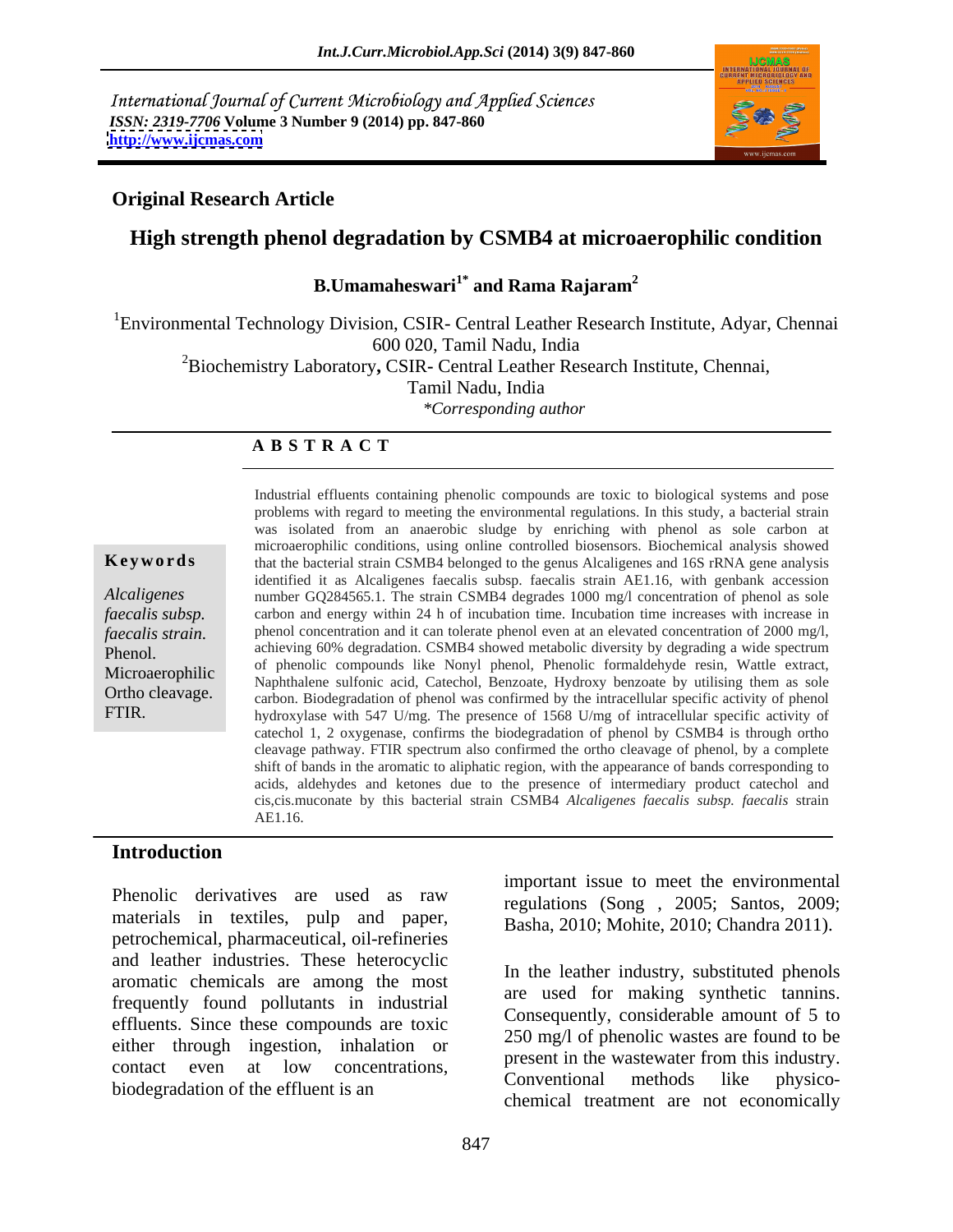International Journal of Current Microbiology and Applied Sciences
*ISSN: 2319-7706* **Volume 3 Number 9 (2014) pp. 847-860**
**http://www.ijcmas.com**

**Original Research Article**

# High strength phenol degradation by CSMB4 at microaerophilic condition

**B.Umamaheswari[1*] and Rama Rajaram[2]**

[1]Environmental Technology Division, CSIR- Central Leather Research Institute, Adyar, Chennai 600 020, Tamil Nadu, India

[2]Biochemistry Laboratory, CSIR- Central Leather Research Institute, Chennai, Tamil Nadu, India

*\*Corresponding author*

## A B S T R A C T

**Keywords**

*Alcaligenes faecalis subsp. faecalis strain.* Phenol. Microaerophilic Ortho cleavage. FTIR.

Industrial effluents containing phenolic compounds are toxic to biological systems and pose problems with regard to meeting the environmental regulations. In this study, a bacterial strain was isolated from an anaerobic sludge by enriching with phenol as sole carbon at microaerophilic conditions, using online controlled biosensors. Biochemical analysis showed that the bacterial strain CSMB4 belonged to the genus Alcaligenes and 16S rRNA gene analysis identified it as Alcaligenes faecalis subsp. faecalis strain AE1.16, with genbank accession number GQ284565.1. The strain CSMB4 degrades 1000 mg/l concentration of phenol as sole carbon and energy within 24 h of incubation time. Incubation time increases with increase in phenol concentration and it can tolerate phenol even at an elevated concentration of 2000 mg/l, achieving 60% degradation. CSMB4 showed metabolic diversity by degrading a wide spectrum of phenolic compounds like Nonyl phenol, Phenolic formaldehyde resin, Wattle extract, Naphthalene sulfonic acid, Catechol, Benzoate, Hydroxy benzoate by utilising them as sole carbon. Biodegradation of phenol was confirmed by the intracellular specific activity of phenol hydroxylase with 547 U/mg. The presence of 1568 U/mg of intracellular specific activity of catechol 1, 2 oxygenase, confirms the biodegradation of phenol by CSMB4 is through ortho cleavage pathway. FTIR spectrum also confirmed the ortho cleavage of phenol, by a complete shift of bands in the aromatic to aliphatic region, with the appearance of bands corresponding to acids, aldehydes and ketones due to the presence of intermediary product catechol and cis,cis.muconate by this bacterial strain CSMB4 *Alcaligenes faecalis subsp. faecalis* strain AE1.16.

## Introduction

Phenolic derivatives are used as raw materials in textiles, pulp and paper, petrochemical, pharmaceutical, oil-refineries and leather industries. These heterocyclic aromatic chemicals are among the most frequently found pollutants in industrial effluents. Since these compounds are toxic either through ingestion, inhalation or contact even at low concentrations, biodegradation of the effluent is an important issue to meet the environmental regulations (Song , 2005; Santos, 2009; Basha, 2010; Mohite, 2010; Chandra 2011).

In the leather industry, substituted phenols are used for making synthetic tannins. Consequently, considerable amount of 5 to 250 mg/l of phenolic wastes are found to be present in the wastewater from this industry. Conventional methods like physico-chemical treatment are not economically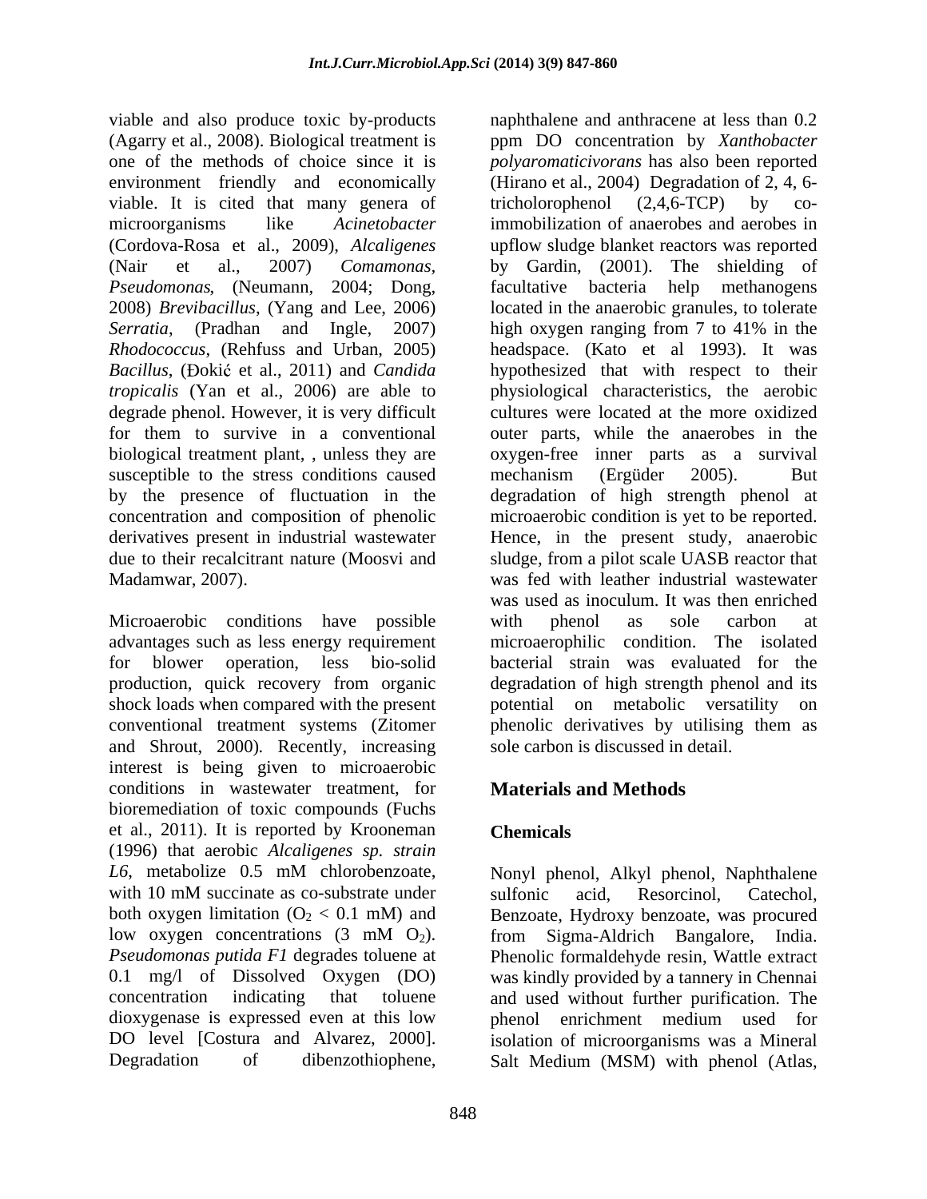viable and also produce toxic by-products (Agarry et al., 2008). Biological treatment is one of the methods of choice since it is environment friendly and economically viable. It is cited that many genera of microorganisms like *Acinetobacter* (Cordova-Rosa et al., 2009), *Alcaligenes* (Nair et al., 2007) *Comamonas, Pseudomonas*, (Neumann, 2004; Dong, 2008) *Brevibacillus*, (Yang and Lee, 2006) *Serratia*, (Pradhan and Ingle, 2007) *Rhodococcus*, (Rehfuss and Urban, 2005) *Bacillus*, (Đokić et al., 2011) and *Candida tropicalis* (Yan et al., 2006) are able to degrade phenol. However, it is very difficult for them to survive in a conventional biological treatment plant, , unless they are susceptible to the stress conditions caused by the presence of fluctuation in the concentration and composition of phenolic derivatives present in industrial wastewater due to their recalcitrant nature (Moosvi and Madamwar, 2007).

Microaerobic conditions have possible advantages such as less energy requirement for blower operation, less bio-solid production, quick recovery from organic shock loads when compared with the present conventional treatment systems (Zitomer and Shrout, 2000). Recently, increasing interest is being given to microaerobic conditions in wastewater treatment, for bioremediation of toxic compounds (Fuchs et al., 2011). It is reported by Krooneman (1996) that aerobic *Alcaligenes sp. strain L6*, metabolize 0.5 mM chlorobenzoate, with 10 mM succinate as co-substrate under both oxygen limitation ($O_2$ < 0.1 mM) and low oxygen concentrations (3 mM $O_2$). *Pseudomonas putida F1* degrades toluene at 0.1 mg/l of Dissolved Oxygen (DO) concentration indicating that toluene dioxygenase is expressed even at this low DO level [Costura and Alvarez, 2000]. Degradation of dibenzothiophene, naphthalene and anthracene at less than 0.2 ppm DO concentration by *Xanthobacter polyaromaticivorans* has also been reported (Hirano et al., 2004) Degradation of 2, 4, 6-tricholorophenol (2,4,6-TCP) by co-immobilization of anaerobes and aerobes in upflow sludge blanket reactors was reported by Gardin, (2001). The shielding of facultative bacteria help methanogens located in the anaerobic granules, to tolerate high oxygen ranging from 7 to 41% in the headspace. (Kato et al 1993). It was hypothesized that with respect to their physiological characteristics, the aerobic cultures were located at the more oxidized outer parts, while the anaerobes in the oxygen-free inner parts as a survival mechanism (Ergüder 2005). But degradation of high strength phenol at microaerobic condition is yet to be reported. Hence, in the present study, anaerobic sludge, from a pilot scale UASB reactor that was fed with leather industrial wastewater was used as inoculum. It was then enriched with phenol as sole carbon at microaerophilic condition. The isolated bacterial strain was evaluated for the degradation of high strength phenol and its potential on metabolic versatility on phenolic derivatives by utilising them as sole carbon is discussed in detail.

## Materials and Methods

### Chemicals

Nonyl phenol, Alkyl phenol, Naphthalene sulfonic acid, Resorcinol, Catechol, Benzoate, Hydroxy benzoate, was procured from Sigma-Aldrich Bangalore, India. Phenolic formaldehyde resin, Wattle extract was kindly provided by a tannery in Chennai and used without further purification. The phenol enrichment medium used for isolation of microorganisms was a Mineral Salt Medium (MSM) with phenol (Atlas,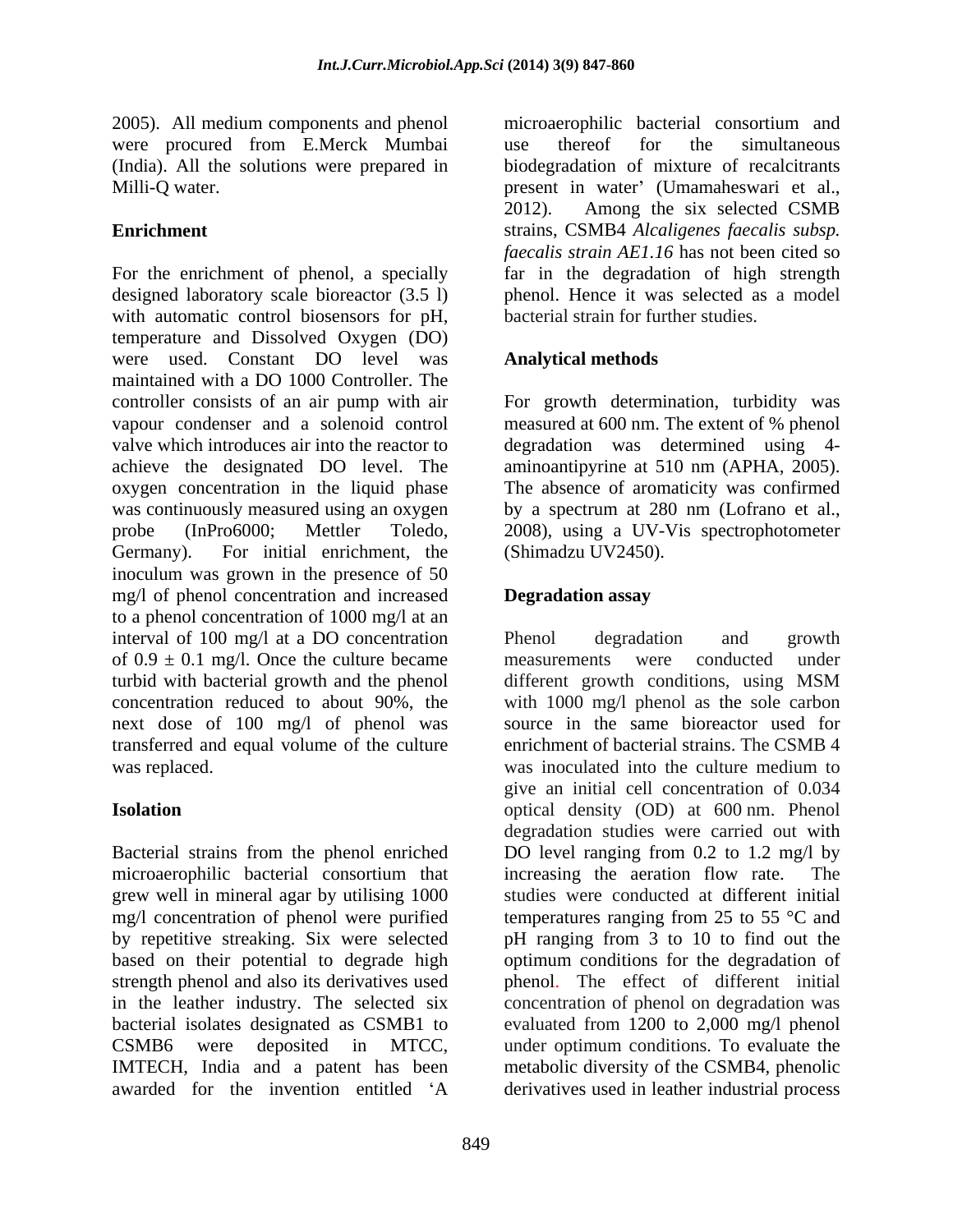2005). All medium components and phenol were procured from E.Merck Mumbai (India). All the solutions were prepared in Milli-Q water.

## Enrichment

For the enrichment of phenol, a specially designed laboratory scale bioreactor (3.5 l) with automatic control biosensors for pH, temperature and Dissolved Oxygen (DO) were used. Constant DO level was maintained with a DO 1000 Controller. The controller consists of an air pump with air vapour condenser and a solenoid control valve which introduces air into the reactor to achieve the designated DO level. The oxygen concentration in the liquid phase was continuously measured using an oxygen probe (InPro6000; Mettler Toledo, Germany). For initial enrichment, the inoculum was grown in the presence of 50 mg/l of phenol concentration and increased to a phenol concentration of 1000 mg/l at an interval of 100 mg/l at a DO concentration of $0.9 \pm 0.1$ mg/l. Once the culture became turbid with bacterial growth and the phenol concentration reduced to about 90%, the next dose of 100 mg/l of phenol was transferred and equal volume of the culture was replaced.

## Isolation

Bacterial strains from the phenol enriched microaerophilic bacterial consortium that grew well in mineral agar by utilising 1000 mg/l concentration of phenol were purified by repetitive streaking. Six were selected based on their potential to degrade high strength phenol and also its derivatives used in the leather industry. The selected six bacterial isolates designated as CSMB1 to CSMB6 were deposited in MTCC, IMTECH, India and a patent has been awarded for the invention entitled 'A microaerophilic bacterial consortium and use thereof for the simultaneous biodegradation of mixture of recalcitrants present in water' (Umamaheswari et al., 2012). Among the six selected CSMB strains, CSMB4 *Alcaligenes faecalis subsp. faecalis strain AE1.16* has not been cited so far in the degradation of high strength phenol. Hence it was selected as a model bacterial strain for further studies.

## Analytical methods

For growth determination, turbidity was measured at 600 nm. The extent of % phenol degradation was determined using 4-aminoantipyrine at 510 nm (APHA, 2005). The absence of aromaticity was confirmed by a spectrum at 280 nm (Lofrano et al., 2008), using a UV-Vis spectrophotometer (Shimadzu UV2450).

## Degradation assay

Phenol degradation and growth measurements were conducted under different growth conditions, using MSM with 1000 mg/l phenol as the sole carbon source in the same bioreactor used for enrichment of bacterial strains. The CSMB 4 was inoculated into the culture medium to give an initial cell concentration of 0.034 optical density (OD) at 600 nm. Phenol degradation studies were carried out with DO level ranging from 0.2 to 1.2 mg/l by increasing the aeration flow rate. The studies were conducted at different initial temperatures ranging from 25 to 55 °C and pH ranging from 3 to 10 to find out the optimum conditions for the degradation of phenol. The effect of different initial concentration of phenol on degradation was evaluated from 1200 to 2,000 mg/l phenol under optimum conditions. To evaluate the metabolic diversity of the CSMB4, phenolic derivatives used in leather industrial process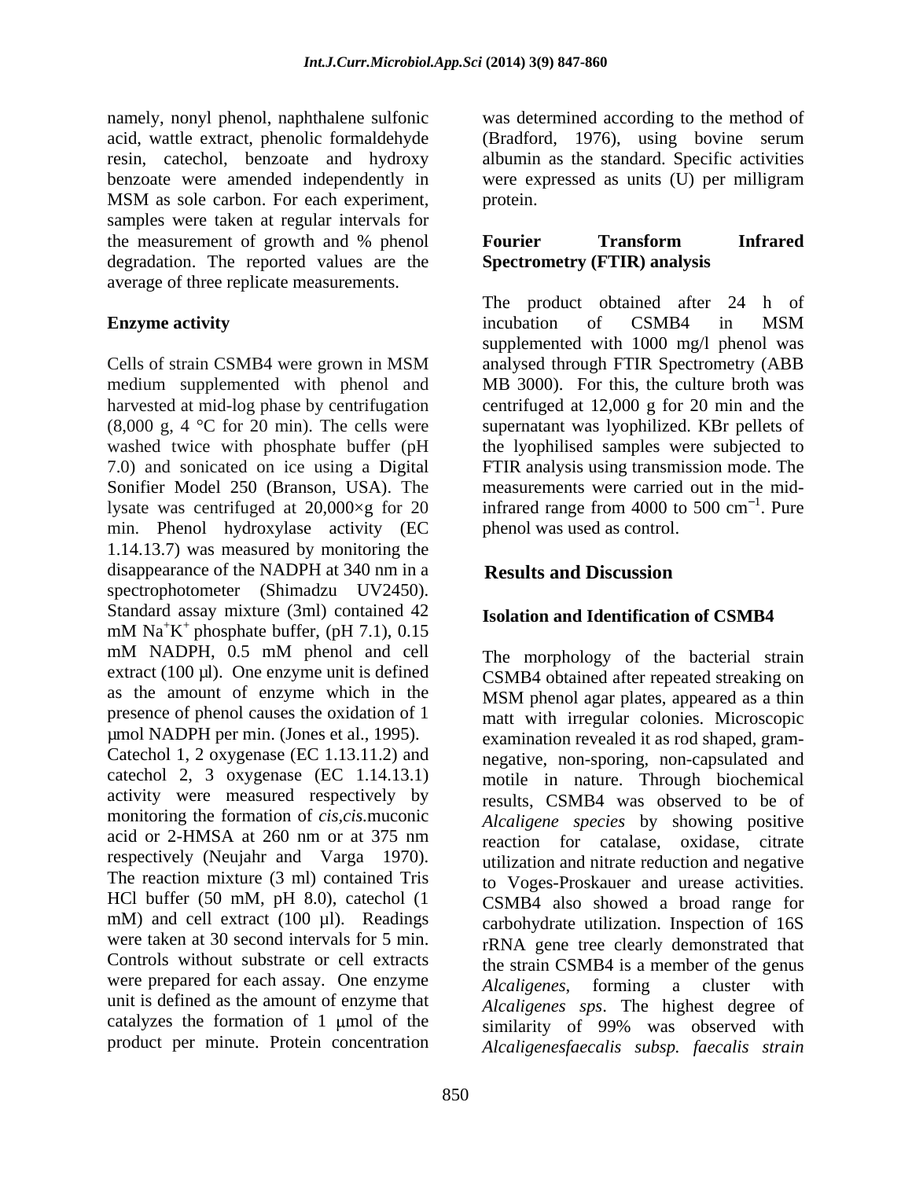namely, nonyl phenol, naphthalene sulfonic acid, wattle extract, phenolic formaldehyde resin, catechol, benzoate and hydroxy benzoate were amended independently in MSM as sole carbon. For each experiment, samples were taken at regular intervals for the measurement of growth and % phenol degradation. The reported values are the average of three replicate measurements.

**Enzyme activity**

Cells of strain CSMB4 were grown in MSM medium supplemented with phenol and harvested at mid-log phase by centrifugation (8,000 g, 4 °C for 20 min). The cells were washed twice with phosphate buffer (pH 7.0) and sonicated on ice using a Digital Sonifier Model 250 (Branson, USA). The lysate was centrifuged at 20,000×g for 20 min. Phenol hydroxylase activity (EC 1.14.13.7) was measured by monitoring the disappearance of the NADPH at 340 nm in a spectrophotometer (Shimadzu UV2450). Standard assay mixture (3ml) contained 42 mM $Na^+K^+$ phosphate buffer, (pH 7.1), 0.15 mM NADPH, 0.5 mM phenol and cell extract (100 µl). One enzyme unit is defined as the amount of enzyme which in the presence of phenol causes the oxidation of 1 µmol NADPH per min. (Jones et al., 1995). Catechol 1, 2 oxygenase (EC 1.13.11.2) and catechol 2, 3 oxygenase (EC 1.14.13.1) activity were measured respectively by monitoring the formation of *cis,cis.*muconic acid or 2-HMSA at 260 nm or at 375 nm respectively (Neujahr and Varga 1970). The reaction mixture (3 ml) contained Tris HCl buffer (50 mM, pH 8.0), catechol (1 mM) and cell extract (100 µl). Readings were taken at 30 second intervals for 5 min. Controls without substrate or cell extracts were prepared for each assay. One enzyme unit is defined as the amount of enzyme that catalyzes the formation of 1 µmol of the product per minute. Protein concentration was determined according to the method of (Bradford, 1976), using bovine serum albumin as the standard. Specific activities were expressed as units (U) per milligram protein.

**Fourier Transform Infrared Spectrometry (FTIR) analysis**

The product obtained after 24 h of incubation of CSMB4 in MSM supplemented with 1000 mg/l phenol was analysed through FTIR Spectrometry (ABB MB 3000). For this, the culture broth was centrifuged at 12,000 g for 20 min and the supernatant was lyophilized. KBr pellets of the lyophilised samples were subjected to FTIR analysis using transmission mode. The measurements were carried out in the mid-infrared range from 4000 to 500 $cm^{-1}$. Pure phenol was used as control.

## Results and Discussion

**Isolation and Identification of CSMB4**

The morphology of the bacterial strain CSMB4 obtained after repeated streaking on MSM phenol agar plates, appeared as a thin matt with irregular colonies. Microscopic examination revealed it as rod shaped, gram-negative, non-sporing, non-capsulated and motile in nature. Through biochemical results, CSMB4 was observed to be of *Alcaligene species* by showing positive reaction for catalase, oxidase, citrate utilization and nitrate reduction and negative to Voges-Proskauer and urease activities. CSMB4 also showed a broad range for carbohydrate utilization. Inspection of 16S rRNA gene tree clearly demonstrated that the strain CSMB4 is a member of the genus *Alcaligenes*, forming a cluster with *Alcaligenes sps*. The highest degree of similarity of 99% was observed with *Alcaligenesfaecalis subsp. faecalis strain*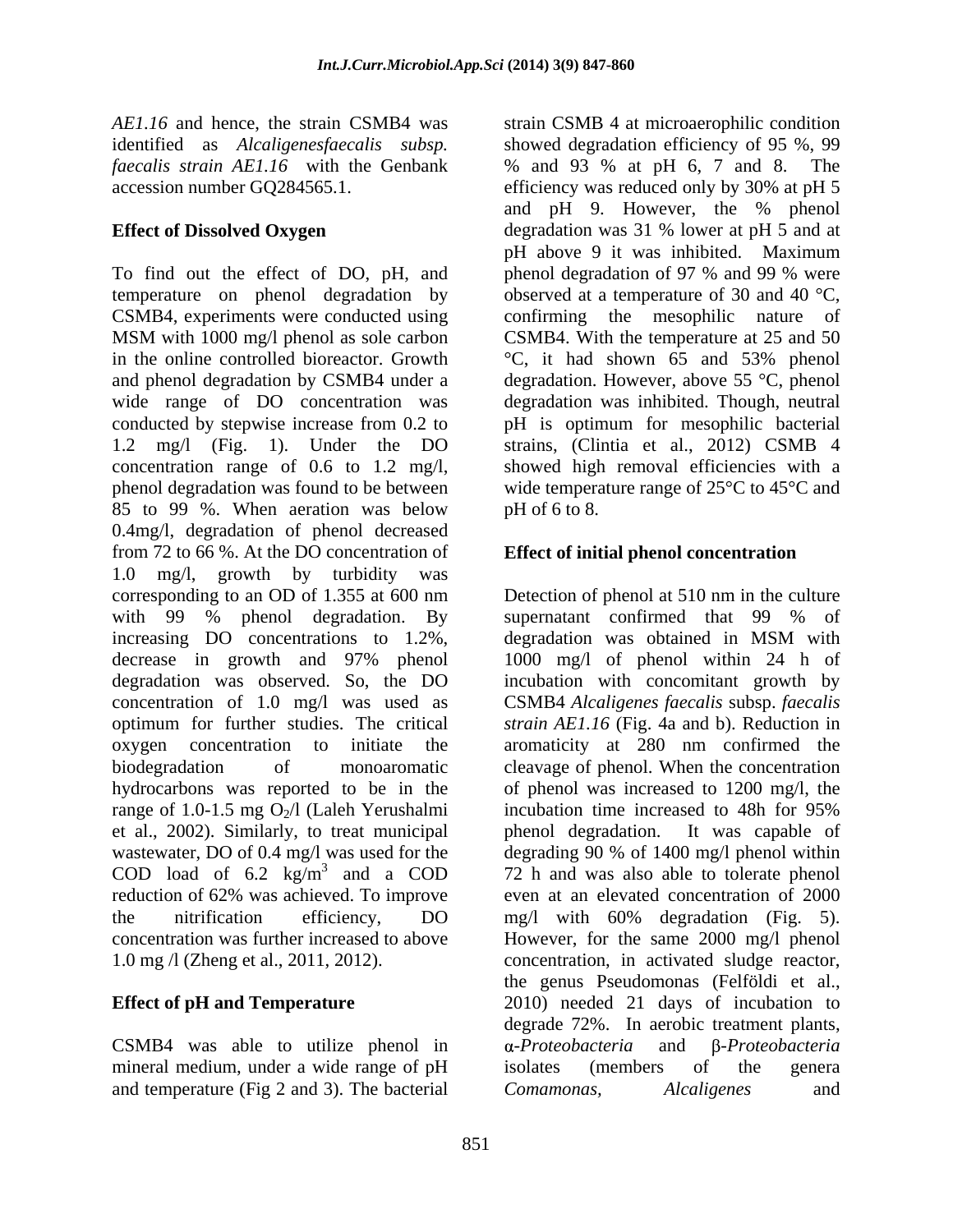*AE1.16* and hence, the strain CSMB4 was identified as *Alcaligenesfaecalis subsp. faecalis strain AE1.16* with the Genbank accession number GQ284565.1.

**Effect of Dissolved Oxygen**

To find out the effect of DO, pH, and temperature on phenol degradation by CSMB4, experiments were conducted using MSM with 1000 mg/l phenol as sole carbon in the online controlled bioreactor. Growth and phenol degradation by CSMB4 under a wide range of DO concentration was conducted by stepwise increase from 0.2 to 1.2 mg/l (Fig. 1). Under the DO concentration range of 0.6 to 1.2 mg/l, phenol degradation was found to be between 85 to 99 %. When aeration was below 0.4mg/l, degradation of phenol decreased from 72 to 66 %. At the DO concentration of 1.0 mg/l, growth by turbidity was corresponding to an OD of 1.355 at 600 nm with 99 % phenol degradation. By increasing DO concentrations to 1.2%, decrease in growth and 97% phenol degradation was observed. So, the DO concentration of 1.0 mg/l was used as optimum for further studies. The critical oxygen concentration to initiate the biodegradation of monoaromatic hydrocarbons was reported to be in the range of 1.0-1.5 mg $O_2$/l (Laleh Yerushalmi et al., 2002). Similarly, to treat municipal wastewater, DO of 0.4 mg/l was used for the COD load of 6.2 kg/$m^3$ and a COD reduction of 62% was achieved. To improve the nitrification efficiency, DO concentration was further increased to above 1.0 mg /l (Zheng et al., 2011, 2012).

**Effect of pH and Temperature**

CSMB4 was able to utilize phenol in mineral medium, under a wide range of pH and temperature (Fig 2 and 3). The bacterial strain CSMB 4 at microaerophilic condition showed degradation efficiency of 95 %, 99 % and 93 % at pH 6, 7 and 8. The efficiency was reduced only by 30% at pH 5 and pH 9. However, the % phenol degradation was 31 % lower at pH 5 and at pH above 9 it was inhibited. Maximum phenol degradation of 97 % and 99 % were observed at a temperature of 30 and 40 °C, confirming the mesophilic nature of CSMB4. With the temperature at 25 and 50 °C, it had shown 65 and 53% phenol degradation. However, above 55 °C, phenol degradation was inhibited. Though, neutral pH is optimum for mesophilic bacterial strains, (Clintia et al., 2012) CSMB 4 showed high removal efficiencies with a wide temperature range of 25°C to 45°C and pH of 6 to 8.

**Effect of initial phenol concentration**

Detection of phenol at 510 nm in the culture supernatant confirmed that 99 % of degradation was obtained in MSM with 1000 mg/l of phenol within 24 h of incubation with concomitant growth by CSMB4 *Alcaligenes faecalis* subsp. *faecalis strain AE1.16* (Fig. 4a and b). Reduction in aromaticity at 280 nm confirmed the cleavage of phenol. When the concentration of phenol was increased to 1200 mg/l, the incubation time increased to 48h for 95% phenol degradation. It was capable of degrading 90 % of 1400 mg/l phenol within 72 h and was also able to tolerate phenol even at an elevated concentration of 2000 mg/l with 60% degradation (Fig. 5). However, for the same 2000 mg/l phenol concentration, in activated sludge reactor, the genus Pseudomonas (Felföldi et al., 2010) needed 21 days of incubation to degrade 72%. In aerobic treatment plants, $\alpha$-*Proteobacteria* and $\beta$-*Proteobacteria* isolates (members of the genera *Comamonas, Alcaligenes* and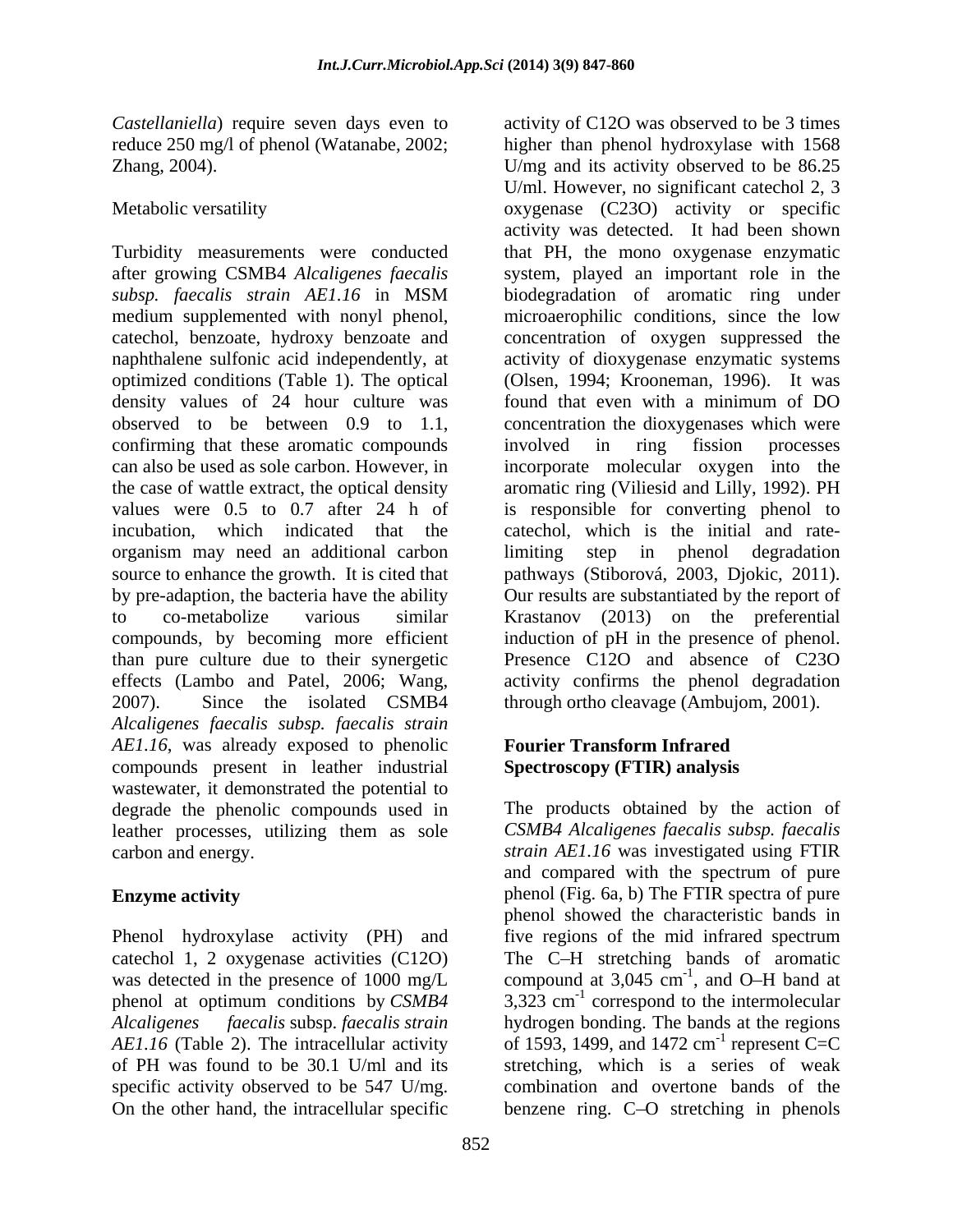*Castellaniella*) require seven days even to reduce 250 mg/l of phenol (Watanabe, 2002; Zhang, 2004).

Metabolic versatility

Turbidity measurements were conducted after growing CSMB4 *Alcaligenes faecalis subsp. faecalis strain AE1.16* in MSM medium supplemented with nonyl phenol, catechol, benzoate, hydroxy benzoate and naphthalene sulfonic acid independently, at optimized conditions (Table 1). The optical density values of 24 hour culture was observed to be between 0.9 to 1.1, confirming that these aromatic compounds can also be used as sole carbon. However, in the case of wattle extract, the optical density values were 0.5 to 0.7 after 24 h of incubation, which indicated that the organism may need an additional carbon source to enhance the growth. It is cited that by pre-adaption, the bacteria have the ability to co-metabolize various similar compounds, by becoming more efficient than pure culture due to their synergetic effects (Lambo and Patel, 2006; Wang, 2007). Since the isolated CSMB4 *Alcaligenes faecalis subsp. faecalis strain AE1.16*, was already exposed to phenolic compounds present in leather industrial wastewater, it demonstrated the potential to degrade the phenolic compounds used in leather processes, utilizing them as sole carbon and energy.

**Enzyme activity**

Phenol hydroxylase activity (PH) and catechol 1, 2 oxygenase activities (C12O) was detected in the presence of 1000 mg/L phenol at optimum conditions by *CSMB4 Alcaligenes faecalis* subsp. *faecalis strain AE1.16* (Table 2). The intracellular activity of PH was found to be 30.1 U/ml and its specific activity observed to be 547 U/mg. On the other hand, the intracellular specific activity of C12O was observed to be 3 times higher than phenol hydroxylase with 1568 U/mg and its activity observed to be 86.25 U/ml. However, no significant catechol 2, 3 oxygenase (C23O) activity or specific activity was detected. It had been shown that PH, the mono oxygenase enzymatic system, played an important role in the biodegradation of aromatic ring under microaerophilic conditions, since the low concentration of oxygen suppressed the activity of dioxygenase enzymatic systems (Olsen, 1994; Krooneman, 1996). It was found that even with a minimum of DO concentration the dioxygenases which were involved in ring fission processes incorporate molecular oxygen into the aromatic ring (Viliesid and Lilly, 1992). PH is responsible for converting phenol to catechol, which is the initial and rate-limiting step in phenol degradation pathways (Stiborová, 2003, Djokic, 2011). Our results are substantiated by the report of Krastanov (2013) on the preferential induction of pH in the presence of phenol. Presence C12O and absence of C23O activity confirms the phenol degradation through ortho cleavage (Ambujom, 2001).

**Fourier Transform Infrared Spectroscopy (FTIR) analysis**

The products obtained by the action of *CSMB4 Alcaligenes faecalis subsp. faecalis strain AE1.16* was investigated using FTIR and compared with the spectrum of pure phenol (Fig. 6a, b) The FTIR spectra of pure phenol showed the characteristic bands in five regions of the mid infrared spectrum The C–H stretching bands of aromatic compound at 3,045 $cm^{-1}$, and O–H band at 3,323 $cm^{-1}$ correspond to the intermolecular hydrogen bonding. The bands at the regions of 1593, 1499, and 1472 $cm^{-1}$ represent C=C stretching, which is a series of weak combination and overtone bands of the benzene ring. C–O stretching in phenols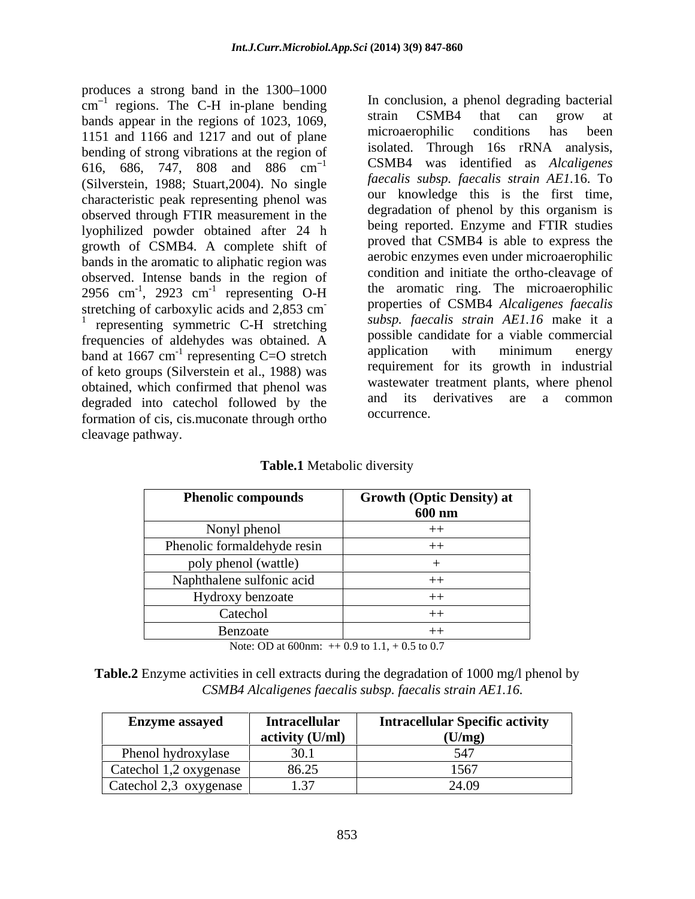produces a strong band in the 1300–1000 $cm^{-1}$ regions. The C-H in-plane bending bands appear in the regions of 1023, 1069, 1151 and 1166 and 1217 and out of plane bending of strong vibrations at the region of 616, 686, 747, 808 and 886 $cm^{-1}$ (Silverstein, 1988; Stuart,2004). No single characteristic peak representing phenol was observed through FTIR measurement in the lyophilized powder obtained after 24 h growth of CSMB4. A complete shift of bands in the aromatic to aliphatic region was observed. Intense bands in the region of 2956 $cm^{-1}$, 2923 $cm^{-1}$ representing O-H stretching of carboxylic acids and 2,853 $cm^{-1}$ representing symmetric C-H stretching frequencies of aldehydes was obtained. A band at 1667 $cm^{-1}$ representing C=O stretch of keto groups (Silverstein et al., 1988) was obtained, which confirmed that phenol was degraded into catechol followed by the formation of cis, cis.muconate through ortho cleavage pathway.

In conclusion, a phenol degrading bacterial strain CSMB4 that can grow at microaerophilic conditions has been isolated. Through 16s rRNA analysis, CSMB4 was identified as *Alcaligenes faecalis subsp. faecalis strain AE1*.16. To our knowledge this is the first time, degradation of phenol by this organism is being reported. Enzyme and FTIR studies proved that CSMB4 is able to express the aerobic enzymes even under microaerophilic condition and initiate the ortho-cleavage of the aromatic ring. The microaerophilic properties of CSMB4 *Alcaligenes faecalis subsp. faecalis strain AE1.16* make it a possible candidate for a viable commercial application with minimum energy requirement for its growth in industrial wastewater treatment plants, where phenol and its derivatives are a common occurrence.

**Table.1** Metabolic diversity

| Phenolic compounds | Growth (Optic Density) at 600 nm |
|---|---|
| Nonyl phenol | ++ |
| Phenolic formaldehyde resin | ++ |
| poly phenol (wattle) | + |
| Naphthalene sulfonic acid | ++ |
| Hydroxy benzoate | ++ |
| Catechol | ++ |
| Benzoate | ++ |

Note: OD at 600nm: ++ 0.9 to 1.1, + 0.5 to 0.7

**Table.2** Enzyme activities in cell extracts during the degradation of 1000 mg/l phenol by *CSMB4 Alcaligenes faecalis subsp. faecalis strain AE1.16.*

| Enzyme assayed | Intracellular activity (U/ml) | Intracellular Specific activity (U/mg) |
|---|---|---|
| Phenol hydroxylase | 30.1 | 547 |
| Catechol 1,2 oxygenase | 86.25 | 1567 |
| Catechol 2,3 oxygenase | 1.37 | 24.09 |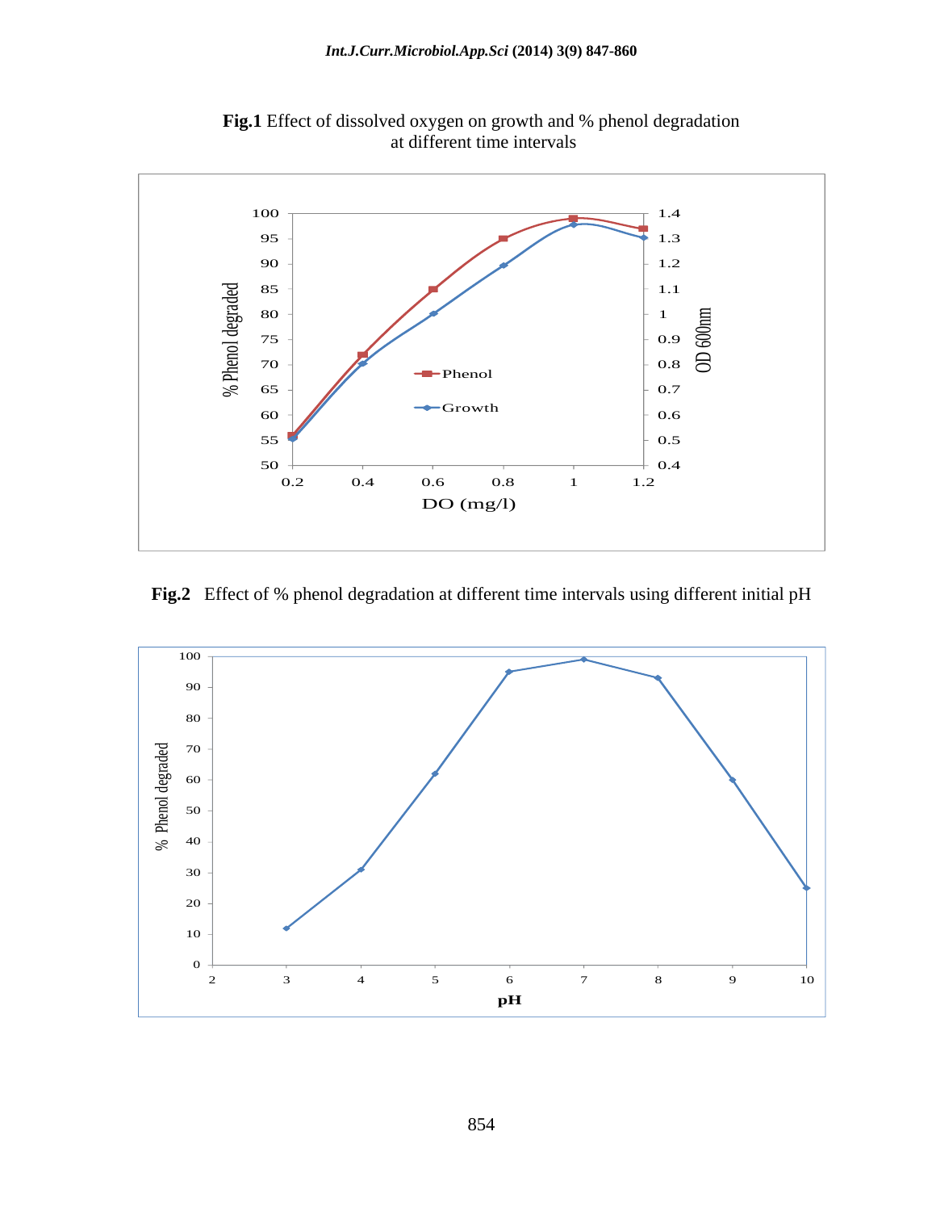**Fig.1** Effect of dissolved oxygen on growth and % phenol degradation at different time intervals

**Fig.2** Effect of % phenol degradation at different time intervals using different initial pH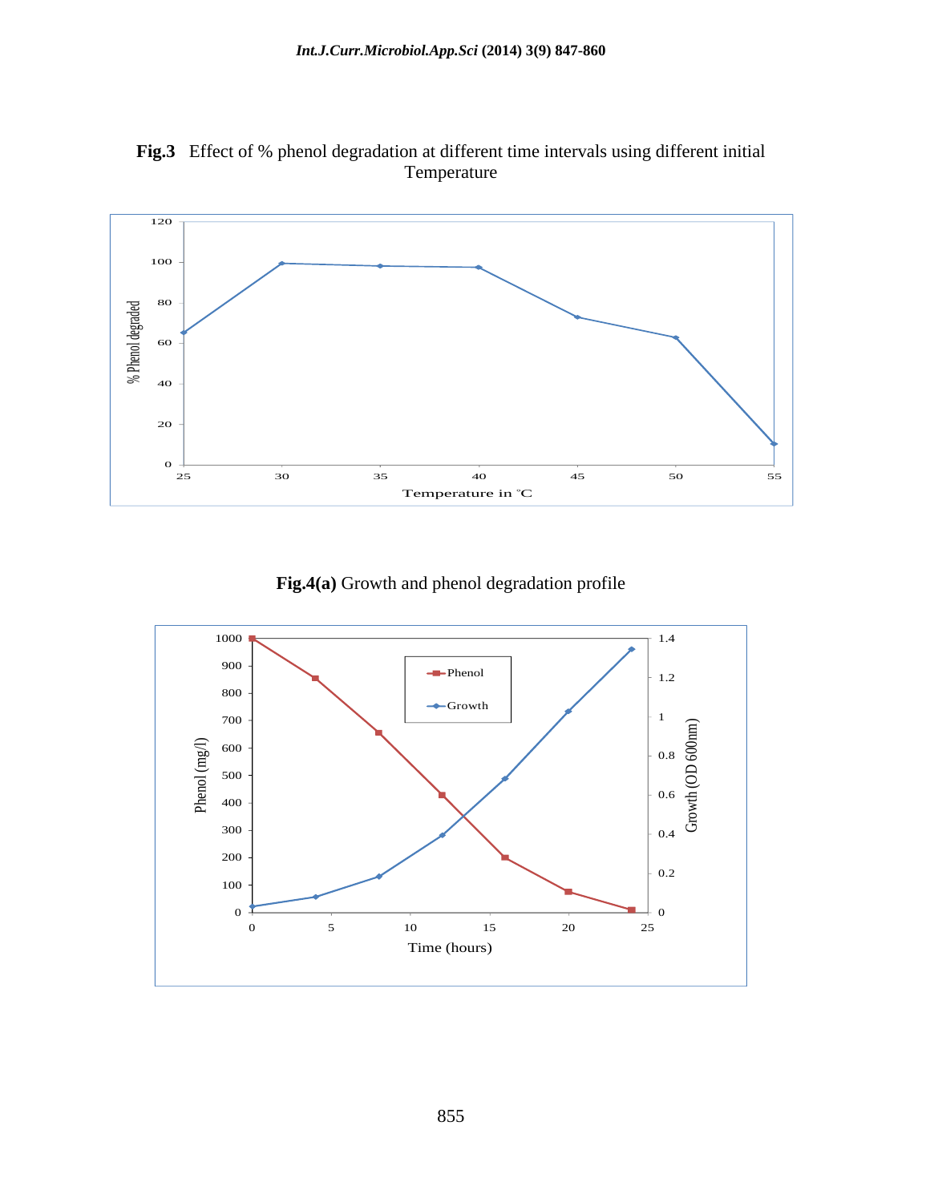**Fig.3** Effect of % phenol degradation at different time intervals using different initial Temperature

**Fig.4(a)** Growth and phenol degradation profile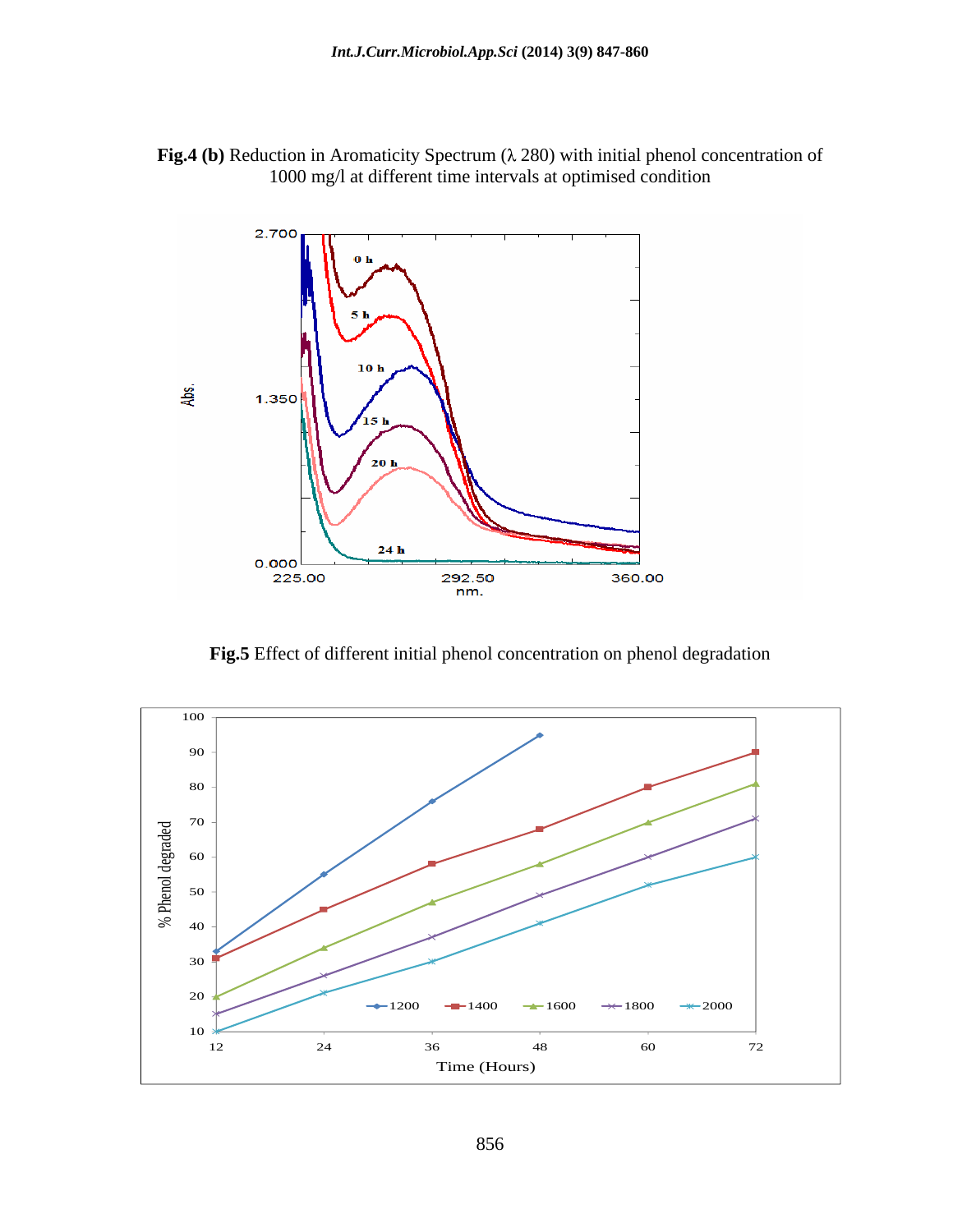**Fig.4 (b)** Reduction in Aromaticity Spectrum (λ 280) with initial phenol concentration of 1000 mg/l at different time intervals at optimised condition

**Fig.5** Effect of different initial phenol concentration on phenol degradation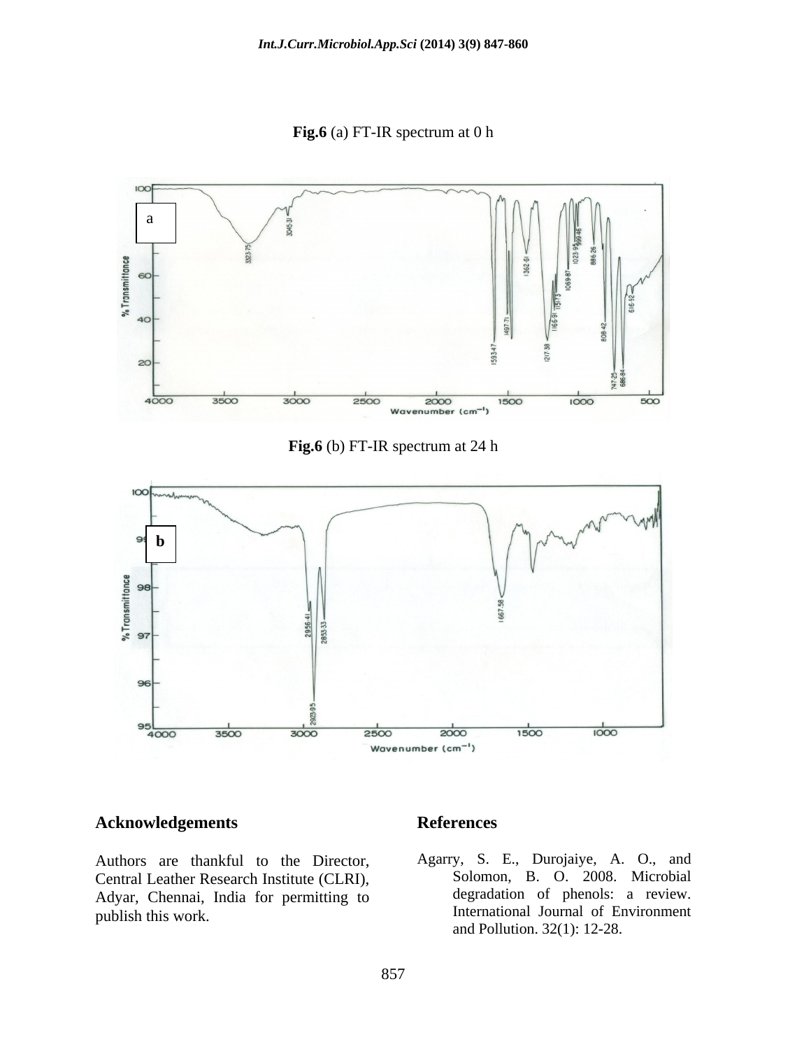**Fig.6** (a) FT-IR spectrum at 0 h

**Fig.6** (b) FT-IR spectrum at 24 h

## Acknowledgements

Authors are thankful to the Director, Central Leather Research Institute (CLRI), Adyar, Chennai, India for permitting to publish this work.

## References

Agarry, S. E., Durojaiye, A. O., and Solomon, B. O. 2008. Microbial degradation of phenols: a review. International Journal of Environment and Pollution. 32(1): 12-28.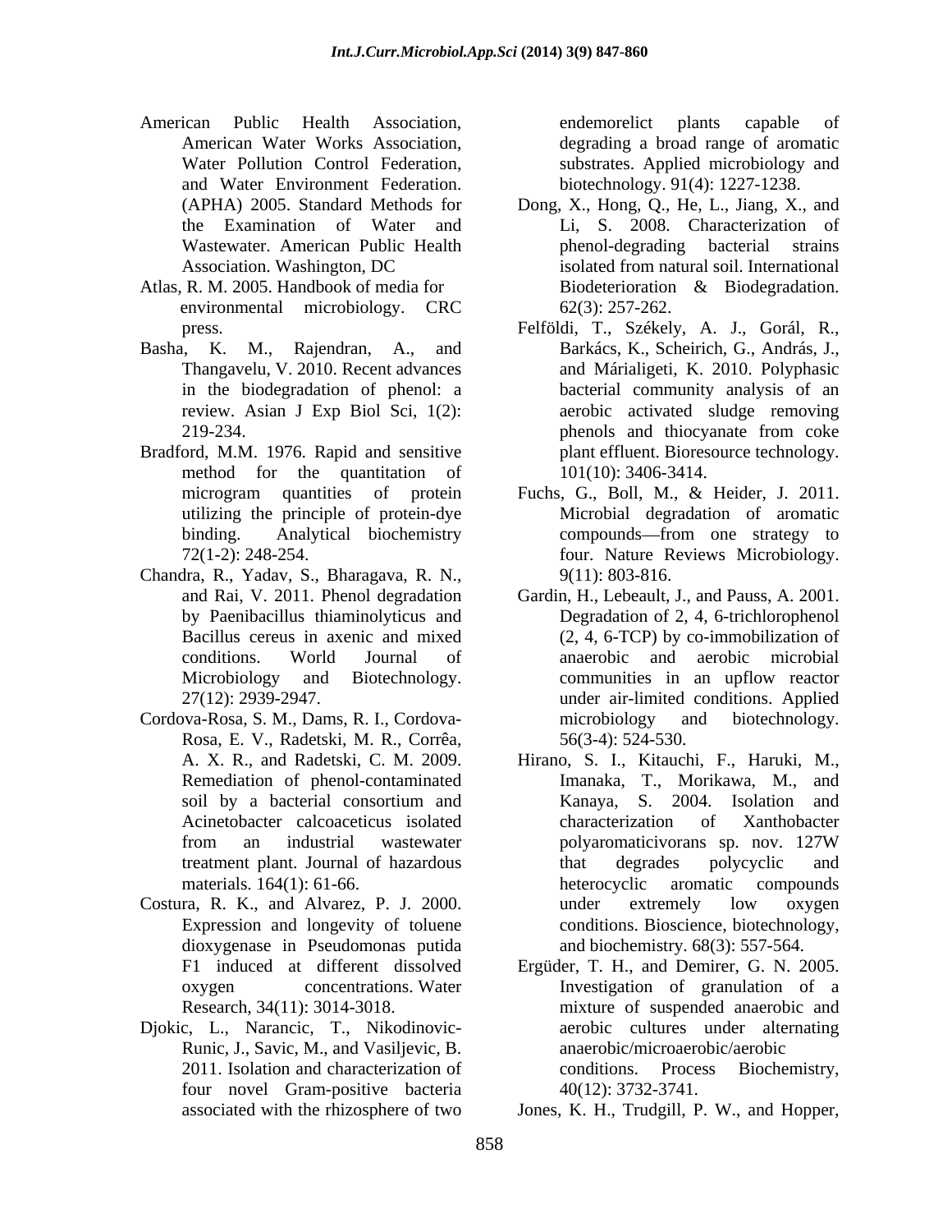American Public Health Association, American Water Works Association, Water Pollution Control Federation, and Water Environment Federation. (APHA) 2005. Standard Methods for the Examination of Water and Wastewater. American Public Health Association. Washington, DC

Atlas, R. M. 2005. Handbook of media for environmental microbiology. CRC press.

Basha, K. M., Rajendran, A., and Thangavelu, V. 2010. Recent advances in the biodegradation of phenol: a review. Asian J Exp Biol Sci, 1(2): 219-234.

Bradford, M.M. 1976. Rapid and sensitive method for the quantitation of microgram quantities of protein utilizing the principle of protein-dye binding. Analytical biochemistry 72(1-2): 248-254.

Chandra, R., Yadav, S., Bharagava, R. N., and Rai, V. 2011. Phenol degradation by Paenibacillus thiaminolyticus and Bacillus cereus in axenic and mixed conditions. World Journal of Microbiology and Biotechnology. 27(12): 2939-2947.

Cordova-Rosa, S. M., Dams, R. I., Cordova-Rosa, E. V., Radetski, M. R., Corrêa, A. X. R., and Radetski, C. M. 2009. Remediation of phenol-contaminated soil by a bacterial consortium and Acinetobacter calcoaceticus isolated from an industrial wastewater treatment plant. Journal of hazardous materials. 164(1): 61-66.

Costura, R. K., and Alvarez, P. J. 2000. Expression and longevity of toluene dioxygenase in Pseudomonas putida F1 induced at different dissolved oxygen concentrations. Water Research, 34(11): 3014-3018.

Djokic, L., Narancic, T., Nikodinovic-Runic, J., Savic, M., and Vasiljevic, B. 2011. Isolation and characterization of four novel Gram-positive bacteria associated with the rhizosphere of two endemorelict plants capable of degrading a broad range of aromatic substrates. Applied microbiology and biotechnology. 91(4): 1227-1238.

Dong, X., Hong, Q., He, L., Jiang, X., and Li, S. 2008. Characterization of phenol-degrading bacterial strains isolated from natural soil. International Biodeterioration & Biodegradation. 62(3): 257-262.

Felföldi, T., Székely, A. J., Gorál, R., Barkács, K., Scheirich, G., András, J., and Márialigeti, K. 2010. Polyphasic bacterial community analysis of an aerobic activated sludge removing phenols and thiocyanate from coke plant effluent. Bioresource technology. 101(10): 3406-3414.

Fuchs, G., Boll, M., & Heider, J. 2011. Microbial degradation of aromatic compounds—from one strategy to four. Nature Reviews Microbiology. 9(11): 803-816.

Gardin, H., Lebeault, J., and Pauss, A. 2001. Degradation of 2, 4, 6-trichlorophenol (2, 4, 6-TCP) by co-immobilization of anaerobic and aerobic microbial communities in an upflow reactor under air-limited conditions. Applied microbiology and biotechnology. 56(3-4): 524-530.

Hirano, S. I., Kitauchi, F., Haruki, M., Imanaka, T., Morikawa, M., and Kanaya, S. 2004. Isolation and characterization of Xanthobacter polyaromaticivorans sp. nov. 127W that degrades polycyclic and heterocyclic aromatic compounds under extremely low oxygen conditions. Bioscience, biotechnology, and biochemistry. 68(3): 557-564.

Ergüder, T. H., and Demirer, G. N. 2005. Investigation of granulation of a mixture of suspended anaerobic and aerobic cultures under alternating anaerobic/microaerobic/aerobic conditions. Process Biochemistry, 40(12): 3732-3741.

Jones, K. H., Trudgill, P. W., and Hopper,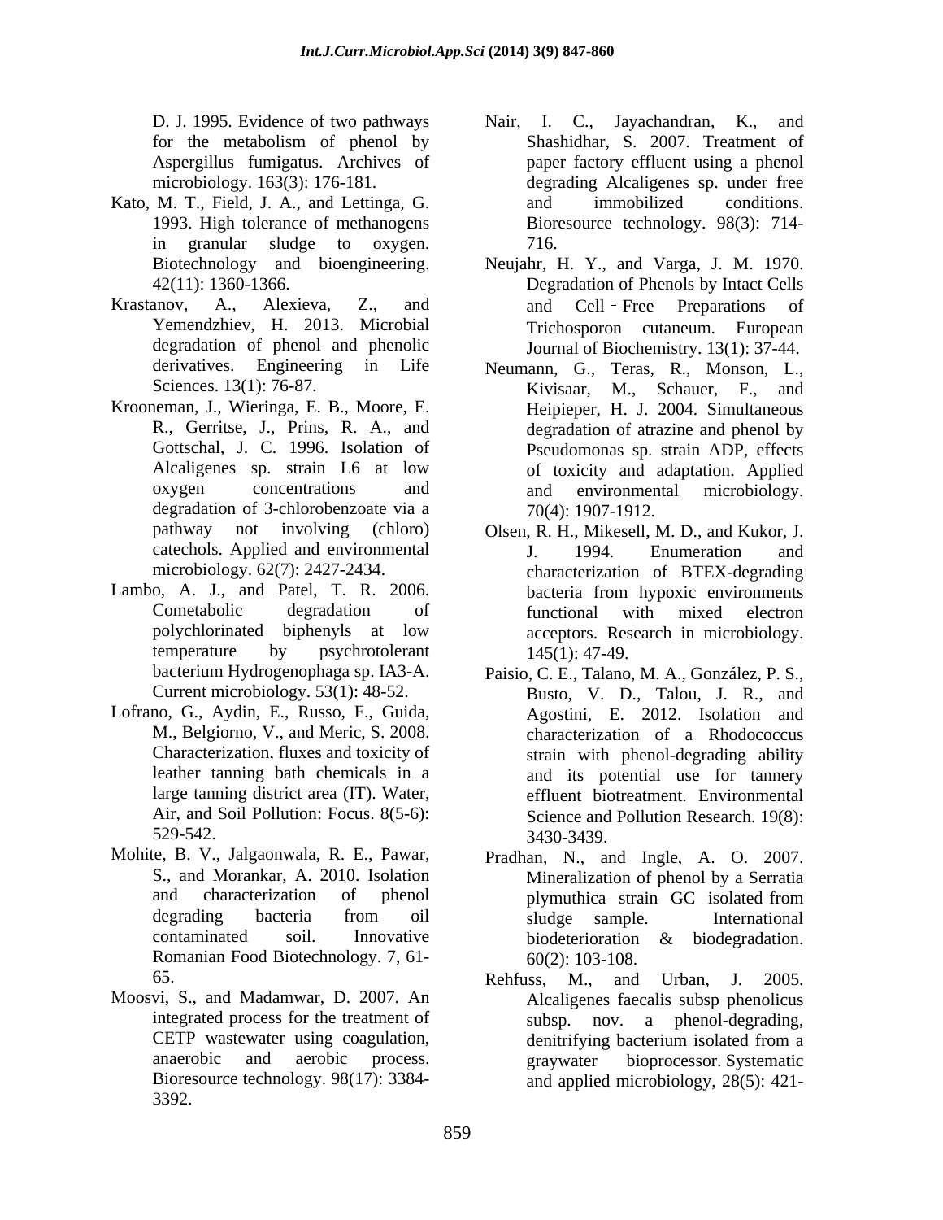D. J. 1995. Evidence of two pathways for the metabolism of phenol by Aspergillus fumigatus. Archives of microbiology. 163(3): 176-181.

Kato, M. T., Field, J. A., and Lettinga, G. 1993. High tolerance of methanogens in granular sludge to oxygen. Biotechnology and bioengineering. 42(11): 1360-1366.

Krastanov, A., Alexieva, Z., and Yemendzhiev, H. 2013. Microbial degradation of phenol and phenolic derivatives. Engineering in Life Sciences. 13(1): 76-87.

Krooneman, J., Wieringa, E. B., Moore, E. R., Gerritse, J., Prins, R. A., and Gottschal, J. C. 1996. Isolation of Alcaligenes sp. strain L6 at low oxygen concentrations and degradation of 3-chlorobenzoate via a pathway not involving (chloro) catechols. Applied and environmental microbiology. 62(7): 2427-2434.

Lambo, A. J., and Patel, T. R. 2006. Cometabolic degradation of polychlorinated biphenyls at low temperature by psychrotolerant bacterium Hydrogenophaga sp. IA3-A. Current microbiology. 53(1): 48-52.

Lofrano, G., Aydin, E., Russo, F., Guida, M., Belgiorno, V., and Meric, S. 2008. Characterization, fluxes and toxicity of leather tanning bath chemicals in a large tanning district area (IT). Water, Air, and Soil Pollution: Focus. 8(5-6): 529-542.

Mohite, B. V., Jalgaonwala, R. E., Pawar, S., and Morankar, A. 2010. Isolation and characterization of phenol degrading bacteria from oil contaminated soil. Innovative Romanian Food Biotechnology. 7, 61-65.

Moosvi, S., and Madamwar, D. 2007. An integrated process for the treatment of CETP wastewater using coagulation, anaerobic and aerobic process. Bioresource technology. 98(17): 3384-3392.

Nair, I. C., Jayachandran, K., and Shashidhar, S. 2007. Treatment of paper factory effluent using a phenol degrading Alcaligenes sp. under free and immobilized conditions. Bioresource technology. 98(3): 714-716.

Neujahr, H. Y., and Varga, J. M. 1970. Degradation of Phenols by Intact Cells and Cell‐Free Preparations of Trichosporon cutaneum. European Journal of Biochemistry. 13(1): 37-44.

Neumann, G., Teras, R., Monson, L., Kivisaar, M., Schauer, F., and Heipieper, H. J. 2004. Simultaneous degradation of atrazine and phenol by Pseudomonas sp. strain ADP, effects of toxicity and adaptation. Applied and environmental microbiology. 70(4): 1907-1912.

Olsen, R. H., Mikesell, M. D., and Kukor, J. J. 1994. Enumeration and characterization of BTEX-degrading bacteria from hypoxic environments functional with mixed electron acceptors. Research in microbiology. 145(1): 47-49.

Paisio, C. E., Talano, M. A., González, P. S., Busto, V. D., Talou, J. R., and Agostini, E. 2012. Isolation and characterization of a Rhodococcus strain with phenol-degrading ability and its potential use for tannery effluent biotreatment. Environmental Science and Pollution Research. 19(8): 3430-3439.

Pradhan, N., and Ingle, A. O. 2007. Mineralization of phenol by a Serratia plymuthica strain GC isolated from sludge sample. International biodeterioration & biodegradation. 60(2): 103-108.

Rehfuss, M., and Urban, J. 2005. Alcaligenes faecalis subsp phenolicus subsp. nov. a phenol-degrading, denitrifying bacterium isolated from a graywater bioprocessor. Systematic and applied microbiology, 28(5): 421-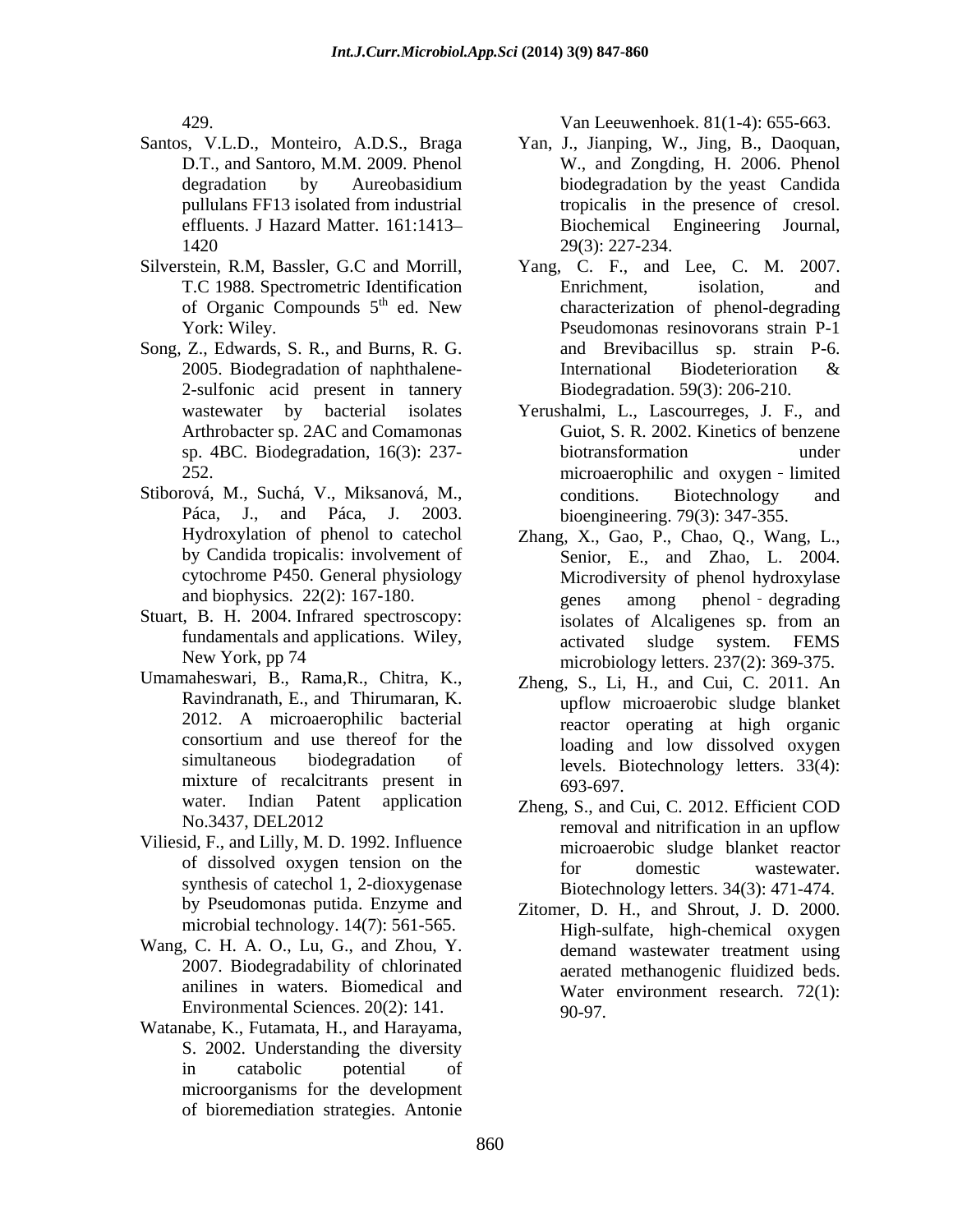429.

Santos, V.L.D., Monteiro, A.D.S., Braga D.T., and Santoro, M.M. 2009. Phenol degradation by Aureobasidium pullulans FF13 isolated from industrial effluents. J Hazard Matter. 161:1413–1420

Silverstein, R.M, Bassler, G.C and Morrill, T.C 1988. Spectrometric Identification of Organic Compounds 5th ed. New York: Wiley.

Song, Z., Edwards, S. R., and Burns, R. G. 2005. Biodegradation of naphthalene-2-sulfonic acid present in tannery wastewater by bacterial isolates Arthrobacter sp. 2AC and Comamonas sp. 4BC. Biodegradation, 16(3): 237-252.

Stiborová, M., Suchá, V., Miksanová, M., Páca, J., and Páca, J. 2003. Hydroxylation of phenol to catechol by Candida tropicalis: involvement of cytochrome P450. General physiology and biophysics. 22(2): 167-180.

Stuart, B. H. 2004. Infrared spectroscopy: fundamentals and applications. Wiley, New York, pp 74

Umamaheswari, B., Rama,R., Chitra, K., Ravindranath, E., and Thirumaran, K. 2012. A microaerophilic bacterial consortium and use thereof for the simultaneous biodegradation of mixture of recalcitrants present in water. Indian Patent application No.3437, DEL2012

Viliesid, F., and Lilly, M. D. 1992. Influence of dissolved oxygen tension on the synthesis of catechol 1, 2-dioxygenase by Pseudomonas putida. Enzyme and microbial technology. 14(7): 561-565.

Wang, C. H. A. O., Lu, G., and Zhou, Y. 2007. Biodegradability of chlorinated anilines in waters. Biomedical and Environmental Sciences. 20(2): 141.

Watanabe, K., Futamata, H., and Harayama, S. 2002. Understanding the diversity in catabolic potential of microorganisms for the development of bioremediation strategies. Antonie Van Leeuwenhoek. 81(1-4): 655-663.

Yan, J., Jianping, W., Jing, B., Daoquan, W., and Zongding, H. 2006. Phenol biodegradation by the yeast Candida tropicalis in the presence of cresol. Biochemical Engineering Journal, 29(3): 227-234.

Yang, C. F., and Lee, C. M. 2007. Enrichment, isolation, and characterization of phenol-degrading Pseudomonas resinovorans strain P-1 and Brevibacillus sp. strain P-6. International Biodeterioration & Biodegradation. 59(3): 206-210.

Yerushalmi, L., Lascourreges, J. F., and Guiot, S. R. 2002. Kinetics of benzene biotransformation under microaerophilic and oxygen‐limited conditions. Biotechnology and bioengineering. 79(3): 347-355.

Zhang, X., Gao, P., Chao, Q., Wang, L., Senior, E., and Zhao, L. 2004. Microdiversity of phenol hydroxylase genes among phenol‐degrading isolates of Alcaligenes sp. from an activated sludge system. FEMS microbiology letters. 237(2): 369-375.

Zheng, S., Li, H., and Cui, C. 2011. An upflow microaerobic sludge blanket reactor operating at high organic loading and low dissolved oxygen levels. Biotechnology letters. 33(4): 693-697.

Zheng, S., and Cui, C. 2012. Efficient COD removal and nitrification in an upflow microaerobic sludge blanket reactor for domestic wastewater. Biotechnology letters. 34(3): 471-474.

Zitomer, D. H., and Shrout, J. D. 2000. High-sulfate, high-chemical oxygen demand wastewater treatment using aerated methanogenic fluidized beds. Water environment research. 72(1): 90-97.